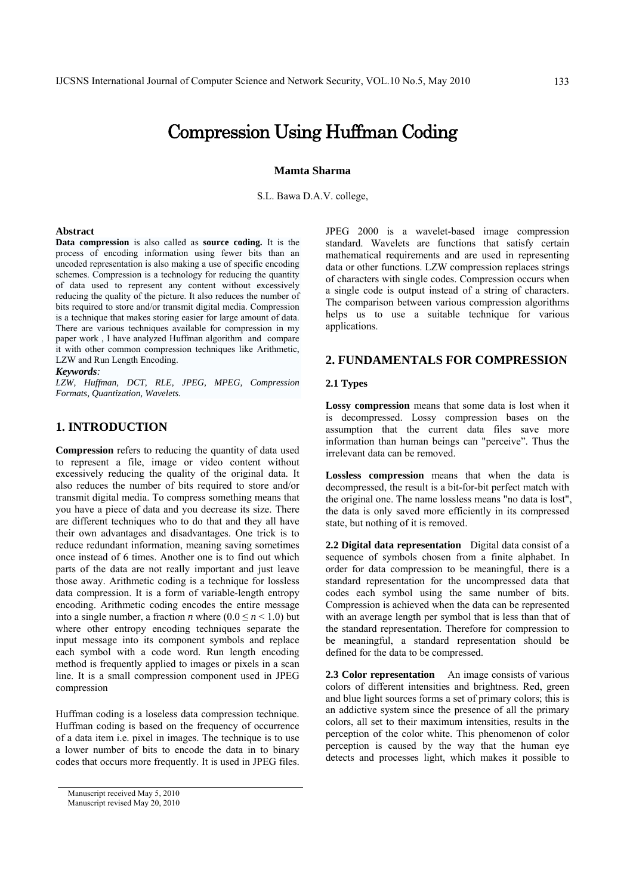# Compression Using Huffman Coding

**Mamta Sharma**

S.L. Bawa D.A.V. college,

**Abstract**

**Data compression** is also called as **source coding.** It is the process of encoding information using fewer bits than an uncoded representation is also making a use of specific encoding schemes. Compression is a technology for reducing the quantity of data used to represent any content without excessively reducing the quality of the picture. It also reduces the number of bits required to store and/or transmit digital media. Compression is a technique that makes storing easier for large amount of data. There are various techniques available for compression in my paper work , I have analyzed Huffman algorithm and compare it with other common compression techniques like Arithmetic, LZW and Run Length Encoding.

***Keywords:***

*LZW, Huffman, DCT, RLE, JPEG, MPEG, Compression Formats, Quantization, Wavelets.*

## 1. INTRODUCTION

**Compression** refers to reducing the quantity of data used to represent a file, image or video content without excessively reducing the quality of the original data. It also reduces the number of bits required to store and/or transmit digital media. To compress something means that you have a piece of data and you decrease its size. There are different techniques who to do that and they all have their own advantages and disadvantages. One trick is to reduce redundant information, meaning saving sometimes once instead of 6 times. Another one is to find out which parts of the data are not really important and just leave those away. Arithmetic coding is a technique for lossless data compression. It is a form of variable-length entropy encoding. Arithmetic coding encodes the entire message into a single number, a fraction $n$ where $(0.0 \leq n < 1.0)$ but where other entropy encoding techniques separate the input message into its component symbols and replace each symbol with a code word. Run length encoding method is frequently applied to images or pixels in a scan line. It is a small compression component used in JPEG compression

Huffman coding is a loseless data compression technique. Huffman coding is based on the frequency of occurrence of a data item i.e. pixel in images. The technique is to use a lower number of bits to encode the data in to binary codes that occurs more frequently. It is used in JPEG files. JPEG 2000 is a wavelet-based image compression standard. Wavelets are functions that satisfy certain mathematical requirements and are used in representing data or other functions. LZW compression replaces strings of characters with single codes. Compression occurs when a single code is output instead of a string of characters. The comparison between various compression algorithms helps us to use a suitable technique for various applications.

## 2. FUNDAMENTALS FOR COMPRESSION

### 2.1 Types

**Lossy compression** means that some data is lost when it is decompressed. Lossy compression bases on the assumption that the current data files save more information than human beings can "perceive". Thus the irrelevant data can be removed.

**Lossless compression** means that when the data is decompressed, the result is a bit-for-bit perfect match with the original one. The name lossless means "no data is lost", the data is only saved more efficiently in its compressed state, but nothing of it is removed.

**2.2 Digital data representation** Digital data consist of a sequence of symbols chosen from a finite alphabet. In order for data compression to be meaningful, there is a standard representation for the uncompressed data that codes each symbol using the same number of bits. Compression is achieved when the data can be represented with an average length per symbol that is less than that of the standard representation. Therefore for compression to be meaningful, a standard representation should be defined for the data to be compressed.

**2.3 Color representation** An image consists of various colors of different intensities and brightness. Red, green and blue light sources forms a set of primary colors; this is an addictive system since the presence of all the primary colors, all set to their maximum intensities, results in the perception of the color white. This phenomenon of color perception is caused by the way that the human eye detects and processes light, which makes it possible to

Manuscript received May 5, 2010
Manuscript revised May 20, 2010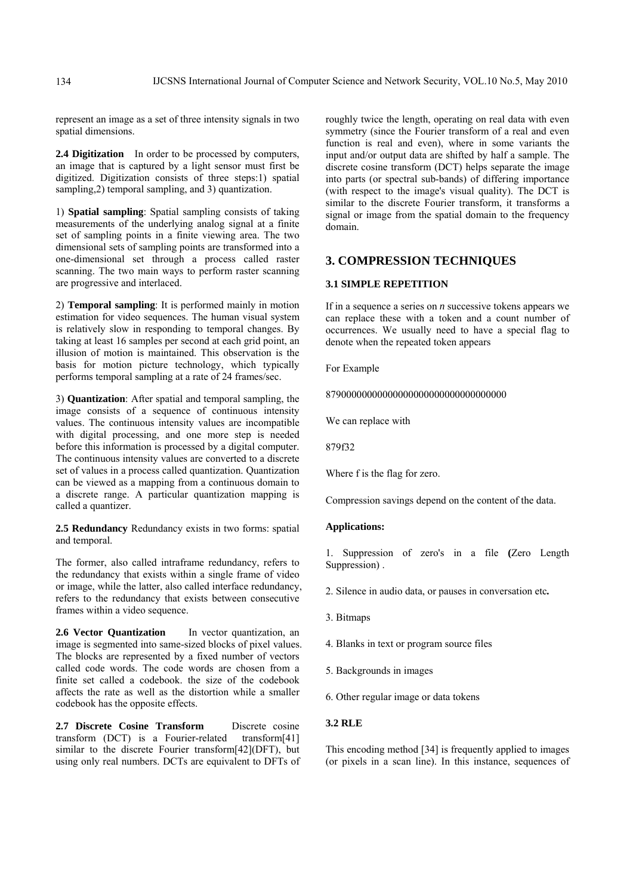represent an image as a set of three intensity signals in two spatial dimensions.

**2.4 Digitization** In order to be processed by computers, an image that is captured by a light sensor must first be digitized. Digitization consists of three steps:1) spatial sampling,2) temporal sampling, and 3) quantization.

1) **Spatial sampling**: Spatial sampling consists of taking measurements of the underlying analog signal at a finite set of sampling points in a finite viewing area. The two dimensional sets of sampling points are transformed into a one-dimensional set through a process called raster scanning. The two main ways to perform raster scanning are progressive and interlaced.

2) **Temporal sampling**: It is performed mainly in motion estimation for video sequences. The human visual system is relatively slow in responding to temporal changes. By taking at least 16 samples per second at each grid point, an illusion of motion is maintained. This observation is the basis for motion picture technology, which typically performs temporal sampling at a rate of 24 frames/sec.

3) **Quantization**: After spatial and temporal sampling, the image consists of a sequence of continuous intensity values. The continuous intensity values are incompatible with digital processing, and one more step is needed before this information is processed by a digital computer. The continuous intensity values are converted to a discrete set of values in a process called quantization. Quantization can be viewed as a mapping from a continuous domain to a discrete range. A particular quantization mapping is called a quantizer.

**2.5 Redundancy** Redundancy exists in two forms: spatial and temporal.

The former, also called intraframe redundancy, refers to the redundancy that exists within a single frame of video or image, while the latter, also called interface redundancy, refers to the redundancy that exists between consecutive frames within a video sequence.

**2.6 Vector Quantization** In vector quantization, an image is segmented into same-sized blocks of pixel values. The blocks are represented by a fixed number of vectors called code words. The code words are chosen from a finite set called a codebook. the size of the codebook affects the rate as well as the distortion while a smaller codebook has the opposite effects.

**2.7 Discrete Cosine Transform** Discrete cosine transform (DCT) is a Fourier-related transform[41] similar to the discrete Fourier transform[42](DFT), but using only real numbers. DCTs are equivalent to DFTs of roughly twice the length, operating on real data with even symmetry (since the Fourier transform of a real and even function is real and even), where in some variants the input and/or output data are shifted by half a sample. The discrete cosine transform (DCT) helps separate the image into parts (or spectral sub-bands) of differing importance (with respect to the image's visual quality). The DCT is similar to the discrete Fourier transform, it transforms a signal or image from the spatial domain to the frequency domain.

## 3. COMPRESSION TECHNIQUES

### 3.1 SIMPLE REPETITION

If in a sequence a series on *n* successive tokens appears we can replace these with a token and a count number of occurrences. We usually need to have a special flag to denote when the repeated token appears

For Example

87900000000000000000000000000000000

We can replace with

879f32

Where f is the flag for zero.

Compression savings depend on the content of the data.

**Applications:**

1. Suppression of zero's in a file **(**Zero Length Suppression) .

2. Silence in audio data, or pauses in conversation etc**.**

3. Bitmaps

4. Blanks in text or program source files

5. Backgrounds in images

6. Other regular image or data tokens

### 3.2 RLE

This encoding method [34] is frequently applied to images (or pixels in a scan line). In this instance, sequences of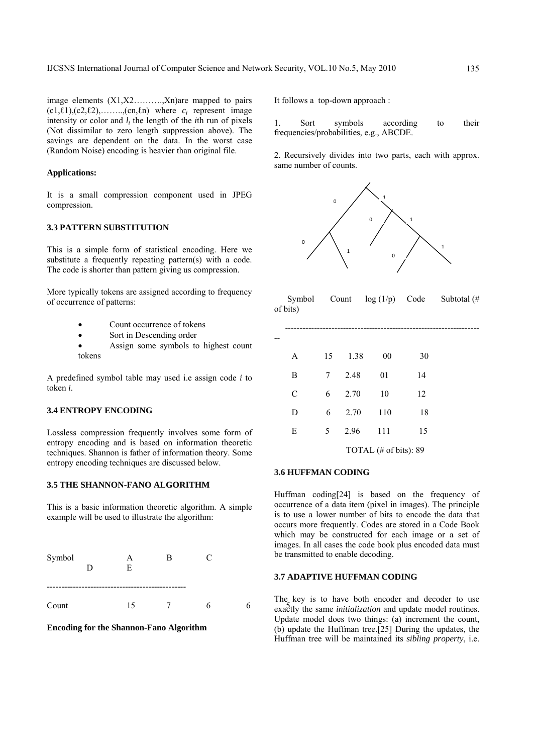image elements (X1,X2……….,Xn)are mapped to pairs (c1,ℓ1),(c2,ℓ2),……..,(cn,ℓn) where $c_i$ represent image intensity or color and $l_i$ the length of the *i*th run of pixels (Not dissimilar to zero length suppression above). The savings are dependent on the data. In the worst case (Random Noise) encoding is heavier than original file.

**Applications:**

It is a small compression component used in JPEG compression.

### 3.3 PATTERN SUBSTITUTION

This is a simple form of statistical encoding. Here we substitute a frequently repeating pattern(s) with a code. The code is shorter than pattern giving us compression.

More typically tokens are assigned according to frequency of occurrence of patterns:

- Count occurrence of tokens
- Sort in Descending order
- Assign some symbols to highest count tokens

A predefined symbol table may used i.e assign code *i* to token *i*.

### 3.4 ENTROPY ENCODING

Lossless compression frequently involves some form of entropy encoding and is based on information theoretic techniques. Shannon is father of information theory. Some entropy encoding techniques are discussed below.

### 3.5 THE SHANNON-FANO ALGORITHM

This is a basic information theoretic algorithm. A simple example will be used to illustrate the algorithm:

| Symbol | A | B | C | D | E |
|---|---|---|---|---|---|
| Count | 15 | 7 | 6 | 6 | 5 |

**Encoding for the Shannon-Fano Algorithm**

It follows a top-down approach :

1. Sort symbols according to their frequencies/probabilities, e.g., ABCDE.

2. Recursively divides into two parts, each with approx. same number of counts.

0
1
0
1
0
1
0
1

| Symbol | Count | log (1/p) | Code | Subtotal (# of bits) |
|---|---|---|---|---|
| A | 15 | 1.38 | 00 | 30 |
| B | 7 | 2.48 | 01 | 14 |
| C | 6 | 2.70 | 10 | 12 |
| D | 6 | 2.70 | 110 | 18 |
| E | 5 | 2.96 | 111 | 15 |

TOTAL (# of bits): 89

### 3.6 HUFFMAN CODING

Huffman coding[24] is based on the frequency of occurrence of a data item (pixel in images). The principle is to use a lower number of bits to encode the data that occurs more frequently. Codes are stored in a Code Book which may be constructed for each image or a set of images. In all cases the code book plus encoded data must be transmitted to enable decoding.

### 3.7 ADAPTIVE HUFFMAN CODING

The key is to have both encoder and decoder to use exactly the same *initialization* and update model routines. Update model does two things: (a) increment the count, (b) update the Huffman tree.[25] During the updates, the Huffman tree will be maintained its *sibling property*, i.e.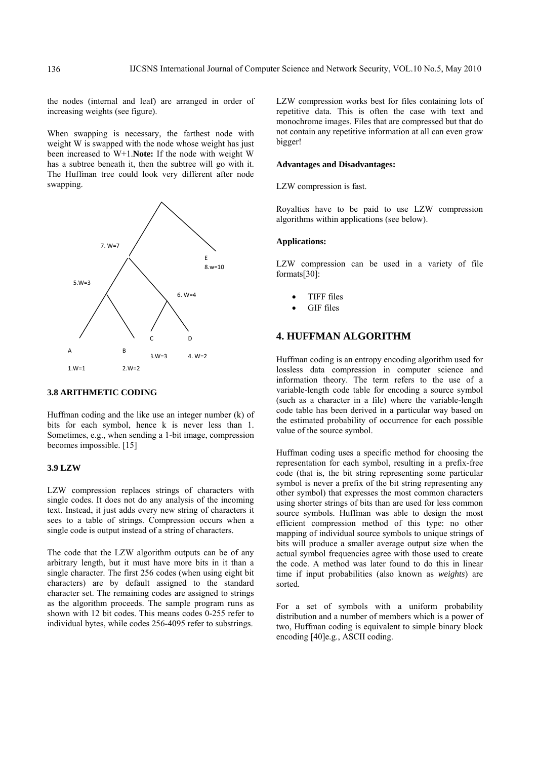the nodes (internal and leaf) are arranged in order of increasing weights (see figure).

When swapping is necessary, the farthest node with weight W is swapped with the node whose weight has just been increased to W+1.**Note:** If the node with weight W has a subtree beneath it, then the subtree will go with it. The Huffman tree could look very different after node swapping.

7. W=7

E

8.w=10

5.W=3

6. W=4

C

D

A

B

3.W=3

4. W=2

1.W=1

2.W=2

### 3.8 ARITHMETIC CODING

Huffman coding and the like use an integer number (k) of bits for each symbol, hence k is never less than 1. Sometimes, e.g., when sending a 1-bit image, compression becomes impossible. [15]

### 3.9 LZW

LZW compression replaces strings of characters with single codes. It does not do any analysis of the incoming text. Instead, it just adds every new string of characters it sees to a table of strings. Compression occurs when a single code is output instead of a string of characters.

The code that the LZW algorithm outputs can be of any arbitrary length, but it must have more bits in it than a single character. The first 256 codes (when using eight bit characters) are by default assigned to the standard character set. The remaining codes are assigned to strings as the algorithm proceeds. The sample program runs as shown with 12 bit codes. This means codes 0-255 refer to individual bytes, while codes 256-4095 refer to substrings.

LZW compression works best for files containing lots of repetitive data. This is often the case with text and monochrome images. Files that are compressed but that do not contain any repetitive information at all can even grow bigger!

**Advantages and Disadvantages:**

LZW compression is fast.

Royalties have to be paid to use LZW compression algorithms within applications (see below).

**Applications:**

LZW compression can be used in a variety of file formats[30]:

- TIFF files
- GIF files

## 4. HUFFMAN ALGORITHM

Huffman coding is an entropy encoding algorithm used for lossless data compression in computer science and information theory. The term refers to the use of a variable-length code table for encoding a source symbol (such as a character in a file) where the variable-length code table has been derived in a particular way based on the estimated probability of occurrence for each possible value of the source symbol.

Huffman coding uses a specific method for choosing the representation for each symbol, resulting in a prefix-free code (that is, the bit string representing some particular symbol is never a prefix of the bit string representing any other symbol) that expresses the most common characters using shorter strings of bits than are used for less common source symbols. Huffman was able to design the most efficient compression method of this type: no other mapping of individual source symbols to unique strings of bits will produce a smaller average output size when the actual symbol frequencies agree with those used to create the code. A method was later found to do this in linear time if input probabilities (also known as *weights*) are sorted.

For a set of symbols with a uniform probability distribution and a number of members which is a power of two, Huffman coding is equivalent to simple binary block encoding [40]e.g., ASCII coding.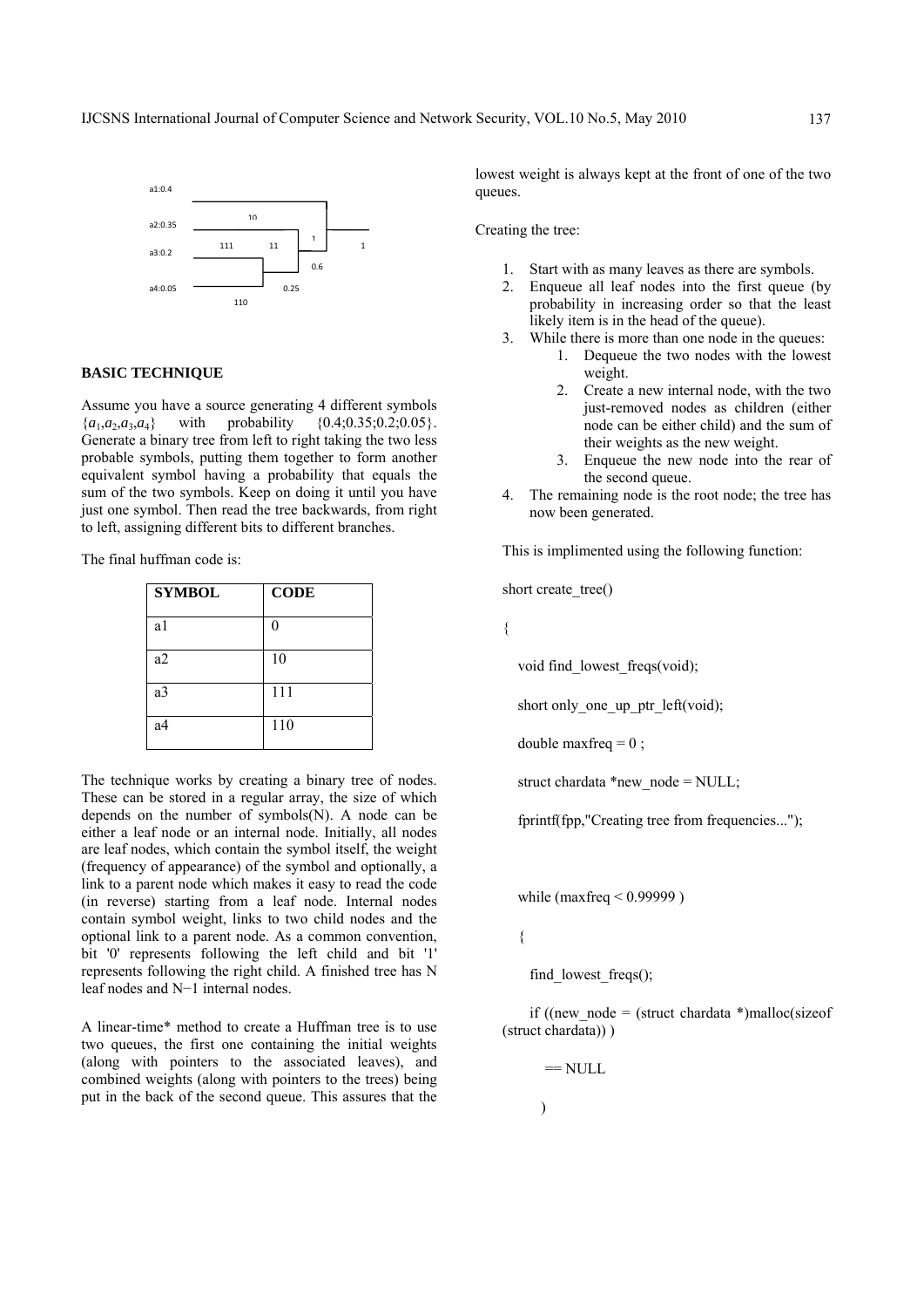a1:0.4

a2:0.35

a3:0.2

a4:0.05

10

111

11

1

1

0.6

0.25

110

**BASIC TECHNIQUE**

Assume you have a source generating 4 different symbols $\{a_1,a_2,a_3,a_4\}$ with probability $\{0.4;0.35;0.2;0.05\}$. Generate a binary tree from left to right taking the two less probable symbols, putting them together to form another equivalent symbol having a probability that equals the sum of the two symbols. Keep on doing it until you have just one symbol. Then read the tree backwards, from right to left, assigning different bits to different branches.

The final huffman code is:

| SYMBOL | CODE |
|---|---|
| a1 | 0 |
| a2 | 10 |
| a3 | 111 |
| a4 | 110 |

The technique works by creating a binary tree of nodes. These can be stored in a regular array, the size of which depends on the number of symbols(N). A node can be either a leaf node or an internal node. Initially, all nodes are leaf nodes, which contain the symbol itself, the weight (frequency of appearance) of the symbol and optionally, a link to a parent node which makes it easy to read the code (in reverse) starting from a leaf node. Internal nodes contain symbol weight, links to two child nodes and the optional link to a parent node. As a common convention, bit '0' represents following the left child and bit '1' represents following the right child. A finished tree has N leaf nodes and N−1 internal nodes.

A linear-time* method to create a Huffman tree is to use two queues, the first one containing the initial weights (along with pointers to the associated leaves), and combined weights (along with pointers to the trees) being put in the back of the second queue. This assures that the lowest weight is always kept at the front of one of the two queues.

Creating the tree:

1. Start with as many leaves as there are symbols.
2. Enqueue all leaf nodes into the first queue (by probability in increasing order so that the least likely item is in the head of the queue).
3. While there is more than one node in the queues:
    1. Dequeue the two nodes with the lowest weight.
    2. Create a new internal node, with the two just-removed nodes as children (either node can be either child) and the sum of their weights as the new weight.
    3. Enqueue the new node into the rear of the second queue.
4. The remaining node is the root node; the tree has now been generated.

This is implimented using the following function:

```
short create_tree()

{

   void find_lowest_freqs(void);

   short only_one_up_ptr_left(void);

   double maxfreq = 0 ;

   struct chardata *new_node = NULL;

   fprintf(fpp,"Creating tree from frequencies...");



   while (maxfreq < 0.99999 )

   {

     find_lowest_freqs();

     if ((new_node = (struct chardata *)malloc(sizeof (struct chardata)) )

         == NULL

       )
```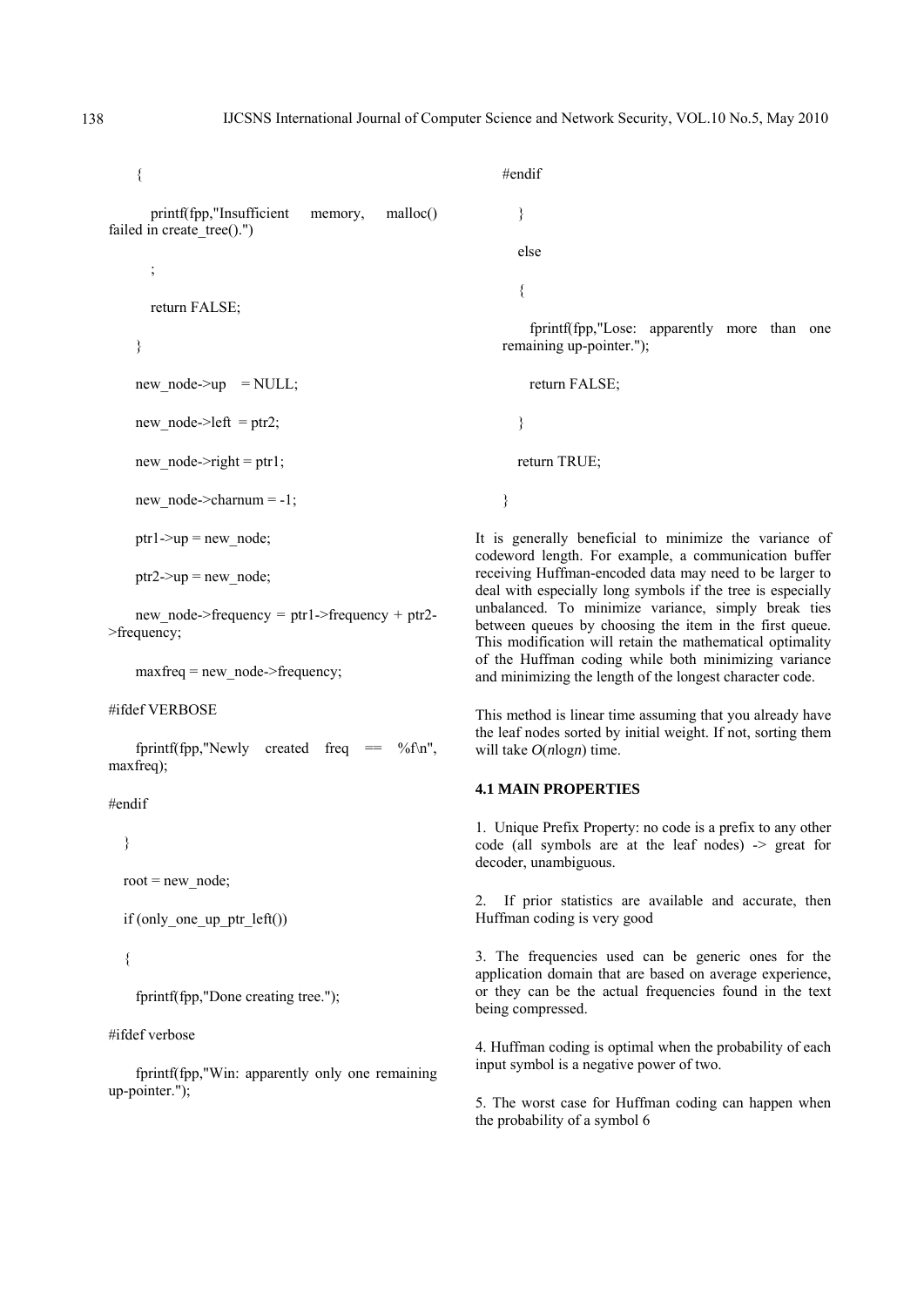```
    {
        printf(fpp,"Insufficient memory, malloc() failed in create_tree().")
        ;
        return FALSE;
    }
    new_node->up    = NULL;
    new_node->left  = ptr2;
    new_node->right = ptr1;
    new_node->charnum = -1;
    ptr1->up = new_node;
    ptr2->up = new_node;
    new_node->frequency = ptr1->frequency + ptr2->frequency;
    maxfreq = new_node->frequency;
#ifdef VERBOSE
    fprintf(fpp,"Newly created freq == %f\n", maxfreq);
#endif
  }
  root = new_node;
  if (only_one_up_ptr_left())
  {
    fprintf(fpp,"Done creating tree.");
#ifdef verbose
    fprintf(fpp,"Win: apparently only one remaining up-pointer.");
#endif
  }
  else
  {
    fprintf(fpp,"Lose: apparently more than one remaining up-pointer.");
    return FALSE;
  }
  return TRUE;
}
```

It is generally beneficial to minimize the variance of codeword length. For example, a communication buffer receiving Huffman-encoded data may need to be larger to deal with especially long symbols if the tree is especially unbalanced. To minimize variance, simply break ties between queues by choosing the item in the first queue. This modification will retain the mathematical optimality of the Huffman coding while both minimizing variance and minimizing the length of the longest character code.

This method is linear time assuming that you already have the leaf nodes sorted by initial weight. If not, sorting them will take $O(n\log n)$ time.

**4.1 MAIN PROPERTIES**

1. Unique Prefix Property: no code is a prefix to any other code (all symbols are at the leaf nodes) -> great for decoder, unambiguous.

2. If prior statistics are available and accurate, then Huffman coding is very good

3. The frequencies used can be generic ones for the application domain that are based on average experience, or they can be the actual frequencies found in the text being compressed.

4. Huffman coding is optimal when the probability of each input symbol is a negative power of two.

5. The worst case for Huffman coding can happen when the probability of a symbol 6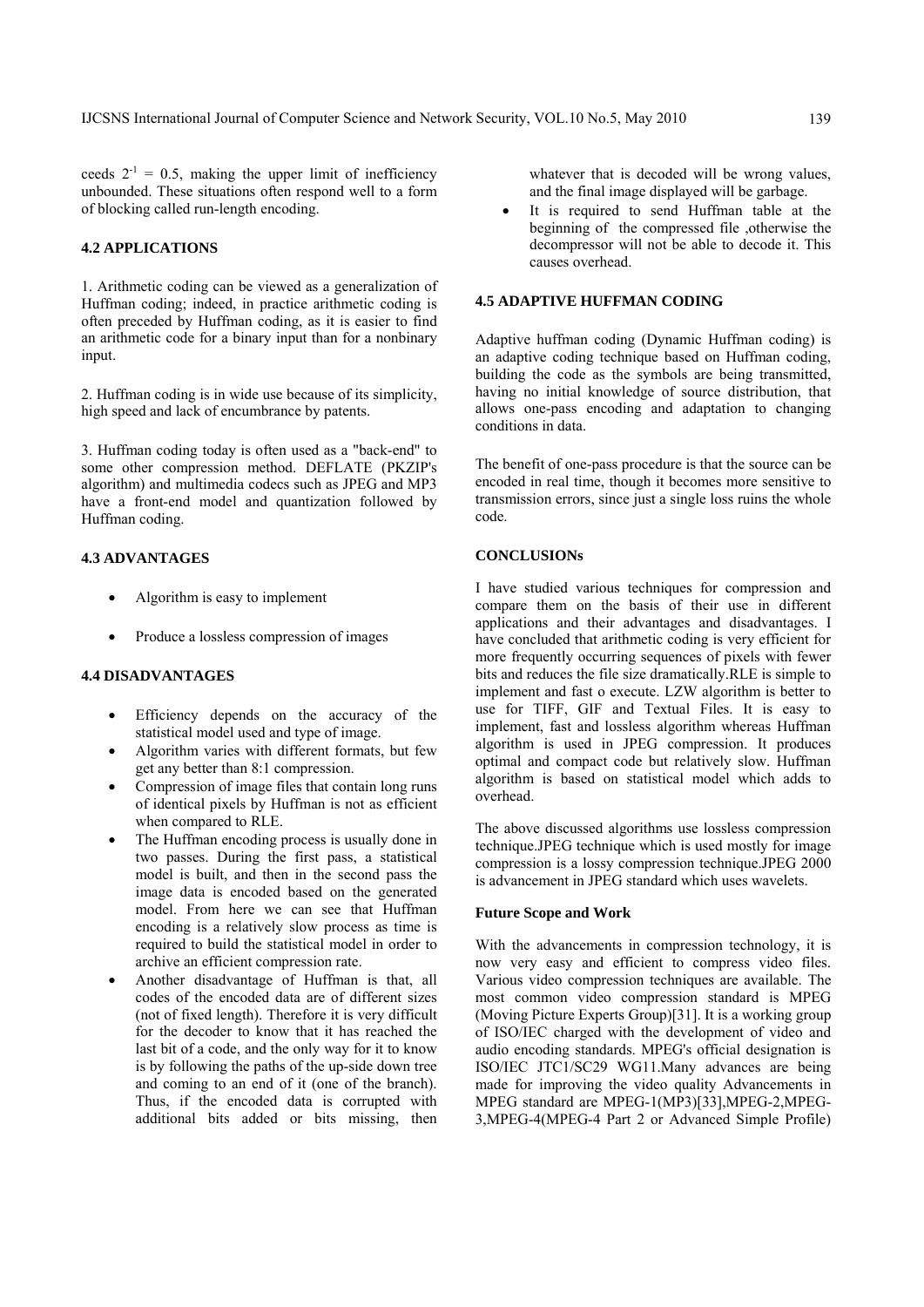ceeds $2^{-1} = 0.5$, making the upper limit of inefficiency unbounded. These situations often respond well to a form of blocking called run-length encoding.

### 4.2 APPLICATIONS

1. Arithmetic coding can be viewed as a generalization of Huffman coding; indeed, in practice arithmetic coding is often preceded by Huffman coding, as it is easier to find an arithmetic code for a binary input than for a nonbinary input.

2. Huffman coding is in wide use because of its simplicity, high speed and lack of encumbrance by patents.

3. Huffman coding today is often used as a "back-end" to some other compression method. DEFLATE (PKZIP's algorithm) and multimedia codecs such as JPEG and MP3 have a front-end model and quantization followed by Huffman coding.

### 4.3 ADVANTAGES

- Algorithm is easy to implement
- Produce a lossless compression of images

### 4.4 DISADVANTAGES

- Efficiency depends on the accuracy of the statistical model used and type of image.
- Algorithm varies with different formats, but few get any better than 8:1 compression.
- Compression of image files that contain long runs of identical pixels by Huffman is not as efficient when compared to RLE.
- The Huffman encoding process is usually done in two passes. During the first pass, a statistical model is built, and then in the second pass the image data is encoded based on the generated model. From here we can see that Huffman encoding is a relatively slow process as time is required to build the statistical model in order to archive an efficient compression rate.
- Another disadvantage of Huffman is that, all codes of the encoded data are of different sizes (not of fixed length). Therefore it is very difficult for the decoder to know that it has reached the last bit of a code, and the only way for it to know is by following the paths of the up-side down tree and coming to an end of it (one of the branch). Thus, if the encoded data is corrupted with additional bits added or bits missing, then whatever that is decoded will be wrong values, and the final image displayed will be garbage.
- It is required to send Huffman table at the beginning of the compressed file ,otherwise the decompressor will not be able to decode it. This causes overhead.

### 4.5 ADAPTIVE HUFFMAN CODING

Adaptive huffman coding (Dynamic Huffman coding) is an adaptive coding technique based on Huffman coding, building the code as the symbols are being transmitted, having no initial knowledge of source distribution, that allows one-pass encoding and adaptation to changing conditions in data.

The benefit of one-pass procedure is that the source can be encoded in real time, though it becomes more sensitive to transmission errors, since just a single loss ruins the whole code.

### CONCLUSIONs

I have studied various techniques for compression and compare them on the basis of their use in different applications and their advantages and disadvantages. I have concluded that arithmetic coding is very efficient for more frequently occurring sequences of pixels with fewer bits and reduces the file size dramatically.RLE is simple to implement and fast o execute. LZW algorithm is better to use for TIFF, GIF and Textual Files. It is easy to implement, fast and lossless algorithm whereas Huffman algorithm is used in JPEG compression. It produces optimal and compact code but relatively slow. Huffman algorithm is based on statistical model which adds to overhead.

The above discussed algorithms use lossless compression technique.JPEG technique which is used mostly for image compression is a lossy compression technique.JPEG 2000 is advancement in JPEG standard which uses wavelets.

#### Future Scope and Work

With the advancements in compression technology, it is now very easy and efficient to compress video files. Various video compression techniques are available. The most common video compression standard is MPEG (Moving Picture Experts Group)[31]. It is a working group of ISO/IEC charged with the development of video and audio encoding standards. MPEG's official designation is ISO/IEC JTC1/SC29 WG11.Many advances are being made for improving the video quality Advancements in MPEG standard are MPEG-1(MP3)[33],MPEG-2,MPEG-3,MPEG-4(MPEG-4 Part 2 or Advanced Simple Profile)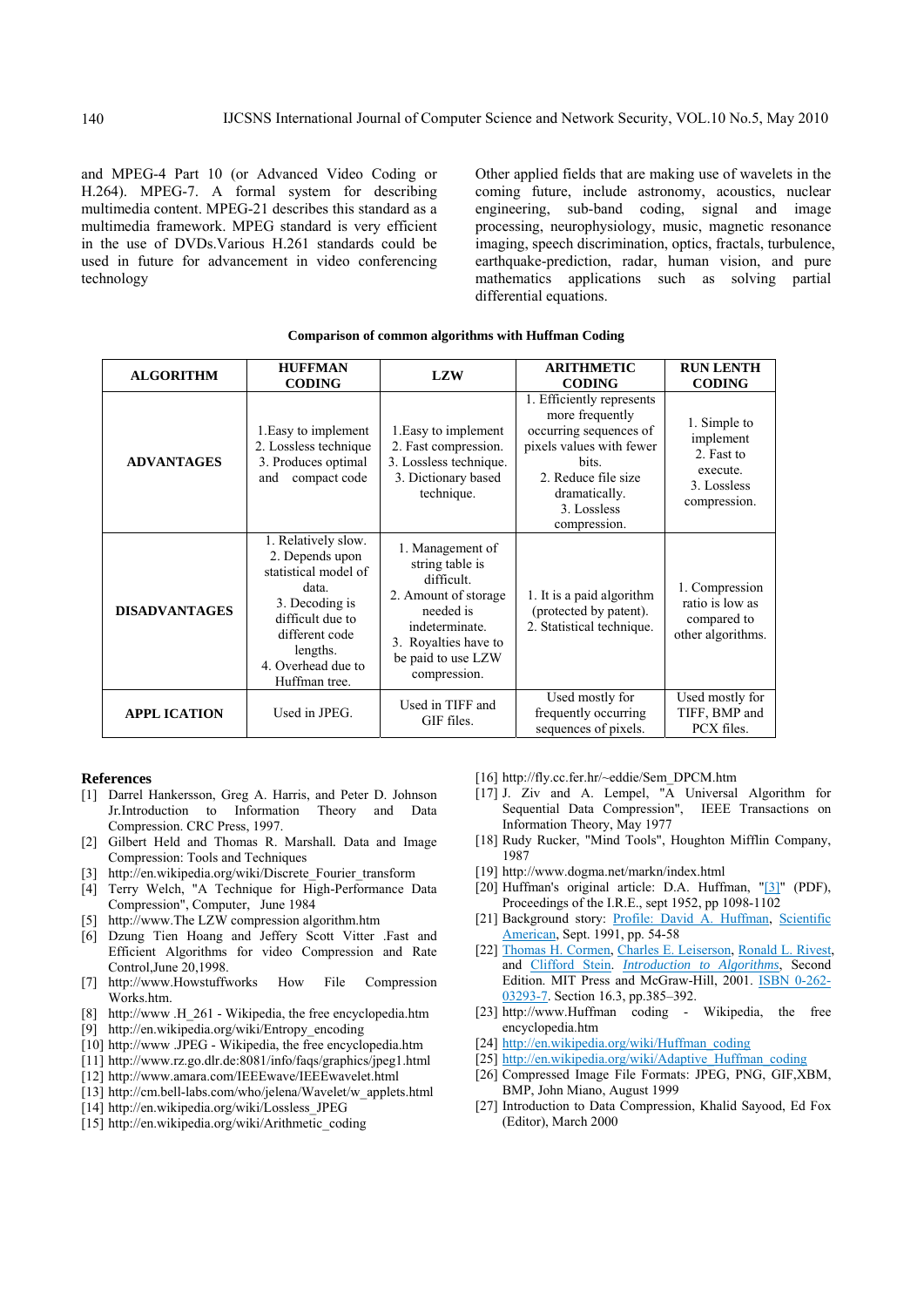and MPEG-4 Part 10 (or Advanced Video Coding or H.264). MPEG-7. A formal system for describing multimedia content. MPEG-21 describes this standard as a multimedia framework. MPEG standard is very efficient in the use of DVDs.Various H.261 standards could be used in future for advancement in video conferencing technology

Other applied fields that are making use of wavelets in the coming future, include astronomy, acoustics, nuclear engineering, sub-band coding, signal and image processing, neurophysiology, music, magnetic resonance imaging, speech discrimination, optics, fractals, turbulence, earthquake-prediction, radar, human vision, and pure mathematics applications such as solving partial differential equations.

**Comparison of common algorithms with Huffman Coding**

| ALGORITHM | HUFFMAN CODING | LZW | ARITHMETIC CODING | RUN LENTH CODING |
|---|---|---|---|---|
| **ADVANTAGES** | 1.Easy to implement 2. Lossless technique 3. Produces optimal and compact code | 1.Easy to implement 2. Fast compression. 3. Lossless technique. 3. Dictionary based technique. | 1. Efficiently represents more frequently occurring sequences of pixels values with fewer bits. 2. Reduce file size dramatically. 3. Lossless compression. | 1. Simple to implement 2. Fast to execute. 3. Lossless compression. |
| **DISADVANTAGES** | 1. Relatively slow. 2. Depends upon statistical model of data. 3. Decoding is difficult due to different code lengths. 4. Overhead due to Huffman tree. | 1. Management of string table is difficult. 2. Amount of storage needed is indeterminate. 3. Royalties have to be paid to use LZW compression. | 1. It is a paid algorithm (protected by patent). 2. Statistical technique. | 1. Compression ratio is low as compared to other algorithms. |
| **APPL ICATION** | Used in JPEG. | Used in TIFF and GIF files. | Used mostly for frequently occurring sequences of pixels. | Used mostly for TIFF, BMP and PCX files. |

## References

[1] Darrel Hankersson, Greg A. Harris, and Peter D. Johnson Jr.Introduction to Information Theory and Data Compression. CRC Press, 1997.

[2] Gilbert Held and Thomas R. Marshall. Data and Image Compression: Tools and Techniques

[3] http://en.wikipedia.org/wiki/Discrete_Fourier_transform

[4] Terry Welch, "A Technique for High-Performance Data Compression", Computer, June 1984

[5] http://www.The LZW compression algorithm.htm

[6] Dzung Tien Hoang and Jeffery Scott Vitter .Fast and Efficient Algorithms for video Compression and Rate Control,June 20,1998.

[7] http://www.Howstuffworks How File Compression Works.htm.

[8] http://www .H_261 - Wikipedia, the free encyclopedia.htm

[9] http://en.wikipedia.org/wiki/Entropy_encoding

[10] http://www .JPEG - Wikipedia, the free encyclopedia.htm

[11] http://www.rz.go.dlr.de:8081/info/faqs/graphics/jpeg1.html

[12] http://www.amara.com/IEEEwave/IEEEwavelet.html

[13] http://cm.bell-labs.com/who/jelena/Wavelet/w_applets.html

[14] http://en.wikipedia.org/wiki/Lossless_JPEG

[15] http://en.wikipedia.org/wiki/Arithmetic_coding

[16] http://fly.cc.fer.hr/~eddie/Sem_DPCM.htm

[17] J. Ziv and A. Lempel, "A Universal Algorithm for Sequential Data Compression", IEEE Transactions on Information Theory, May 1977

[18] Rudy Rucker, "Mind Tools", Houghton Mifflin Company, 1987

[19] http://www.dogma.net/markn/index.html

[20] Huffman's original article: D.A. Huffman, "[3]" (PDF), Proceedings of the I.R.E., sept 1952, pp 1098-1102

[21] Background story: Profile: David A. Huffman, Scientific American, Sept. 1991, pp. 54-58

[22] Thomas H. Cormen, Charles E. Leiserson, Ronald L. Rivest, and Clifford Stein. *Introduction to Algorithms*, Second Edition. MIT Press and McGraw-Hill, 2001. ISBN 0-262-03293-7. Section 16.3, pp.385–392.

[23] http://www.Huffman coding - Wikipedia, the free encyclopedia.htm

[24] http://en.wikipedia.org/wiki/Huffman_coding

[25] http://en.wikipedia.org/wiki/Adaptive_Huffman_coding

[26] Compressed Image File Formats: JPEG, PNG, GIF,XBM, BMP, John Miano, August 1999

[27] Introduction to Data Compression, Khalid Sayood, Ed Fox (Editor), March 2000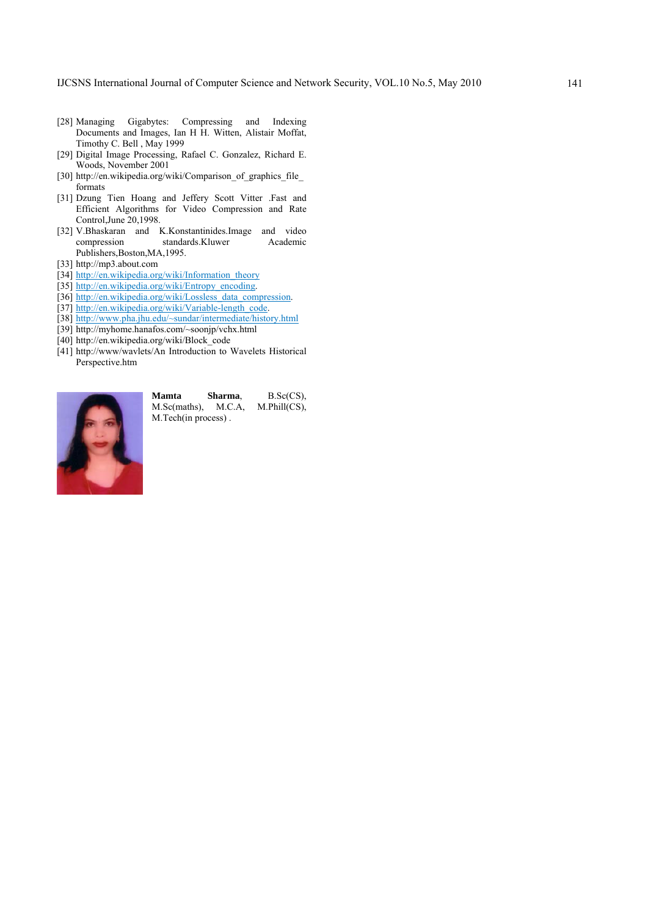[28] Managing Gigabytes: Compressing and Indexing Documents and Images, Ian H H. Witten, Alistair Moffat, Timothy C. Bell , May 1999

[29] Digital Image Processing, Rafael C. Gonzalez, Richard E. Woods, November 2001

[30] http://en.wikipedia.org/wiki/Comparison_of_graphics_file_formats

[31] Dzung Tien Hoang and Jeffery Scott Vitter .Fast and Efficient Algorithms for Video Compression and Rate Control,June 20,1998.

[32] V.Bhaskaran and K.Konstantinides.Image and video compression standards.Kluwer Academic Publishers,Boston,MA,1995.

[33] http://mp3.about.com

[34] http://en.wikipedia.org/wiki/Information_theory

[35] http://en.wikipedia.org/wiki/Entropy_encoding.

[36] http://en.wikipedia.org/wiki/Lossless_data_compression.

[37] http://en.wikipedia.org/wiki/Variable-length_code.

[38] http://www.pha.jhu.edu/~sundar/intermediate/history.html

[39] http://myhome.hanafos.com/~soonjp/vchx.html

[40] http://en.wikipedia.org/wiki/Block_code

[41] http://www/wavlets/An Introduction to Wavelets Historical Perspective.htm

**Mamta Sharma**, B.Sc(CS), M.Sc(maths), M.C.A, M.Phill(CS), M.Tech(in process) .